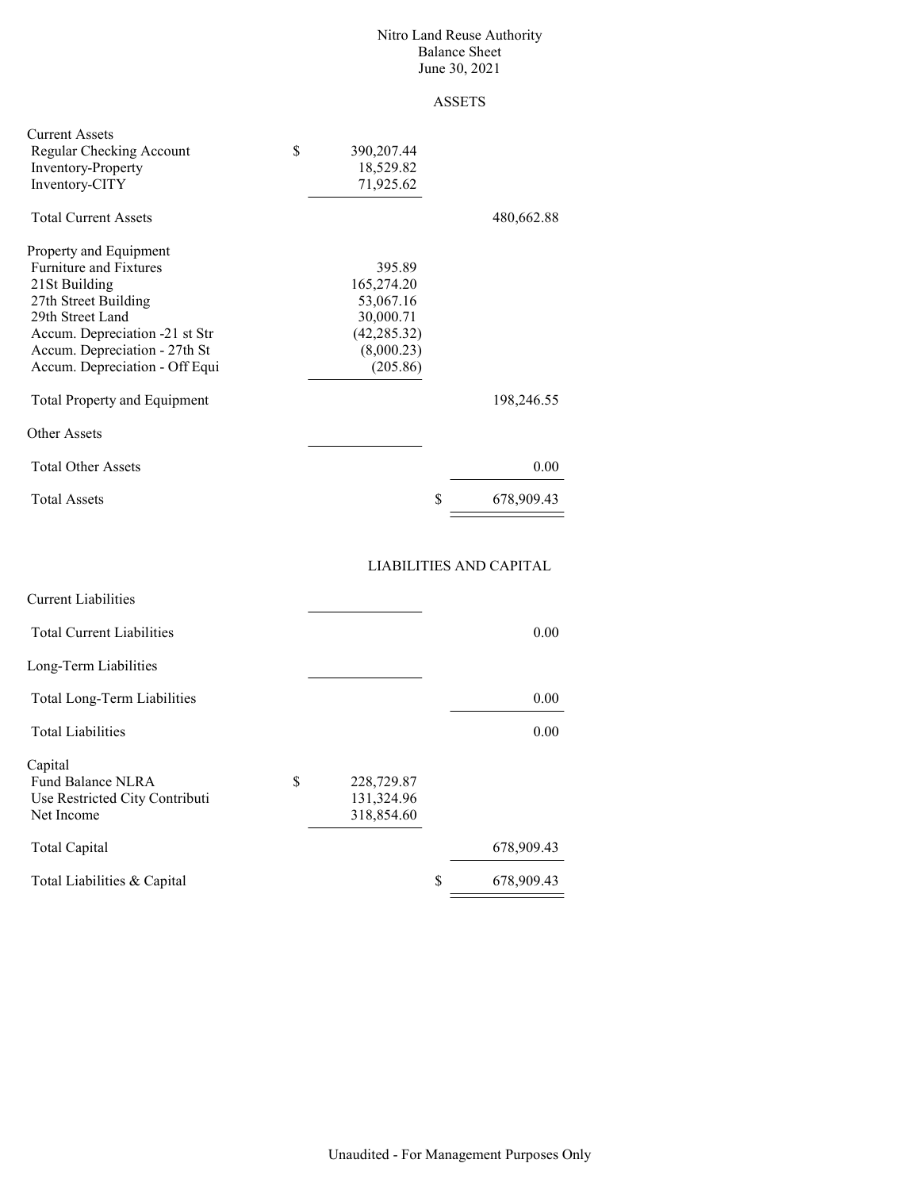# Nitro Land Reuse Authority
## Balance Sheet
### June 30, 2021

#### ASSETS

| | | |
|---|---|---|
| **Current Assets** | | |
| Regular Checking Account | $ 390,207.44 | |
| Inventory-Property | 18,529.82 | |
| Inventory-CITY | 71,925.62 | |
| Total Current Assets | | 480,662.88 |
| **Property and Equipment** | | |
| Furniture and Fixtures | 395.89 | |
| 21St Building | 165,274.20 | |
| 27th Street Building | 53,067.16 | |
| 29th Street Land | 30,000.71 | |
| Accum. Depreciation -21 st Str | (42,285.32) | |
| Accum. Depreciation - 27th St | (8,000.23) | |
| Accum. Depreciation - Off Equi | (205.86) | |
| Total Property and Equipment | | 198,246.55 |
| **Other Assets** | | |
| Total Other Assets | | 0.00 |
| Total Assets | | $ 678,909.43 |

#### LIABILITIES AND CAPITAL

| | | |
|---|---|---|
| **Current Liabilities** | | |
| Total Current Liabilities | | 0.00 |
| **Long-Term Liabilities** | | |
| Total Long-Term Liabilities | | 0.00 |
| Total Liabilities | | 0.00 |
| **Capital** | | |
| Fund Balance NLRA | $ 228,729.87 | |
| Use Restricted City Contributi | 131,324.96 | |
| Net Income | 318,854.60 | |
| Total Capital | | 678,909.43 |
| Total Liabilities & Capital | | $ 678,909.43 |

Unaudited - For Management Purposes Only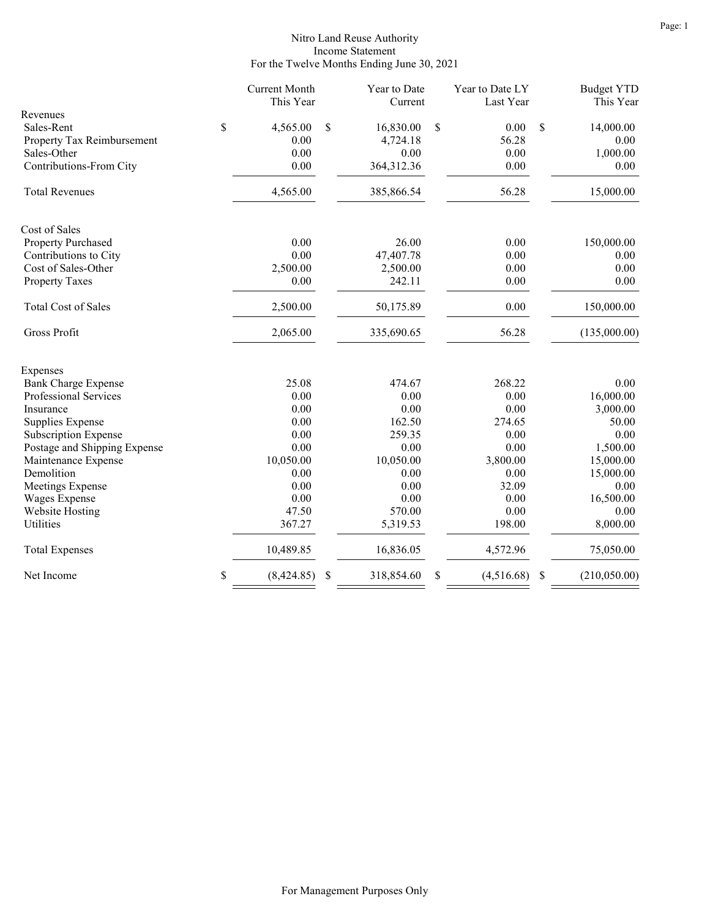# Nitro Land Reuse Authority
## Income Statement
### For the Twelve Months Ending June 30, 2021

| | Current Month This Year | Year to Date Current | Year to Date LY Last Year | Budget YTD This Year |
|---|---|---|---|---|
| **Revenues** | | | | |
| Sales-Rent | $ 4,565.00 | $ 16,830.00 | $ 0.00 | $ 14,000.00 |
| Property Tax Reimbursement | 0.00 | 4,724.18 | 56.28 | 0.00 |
| Sales-Other | 0.00 | 0.00 | 0.00 | 1,000.00 |
| Contributions-From City | 0.00 | 364,312.36 | 0.00 | 0.00 |
| Total Revenues | 4,565.00 | 385,866.54 | 56.28 | 15,000.00 |
| **Cost of Sales** | | | | |
| Property Purchased | 0.00 | 26.00 | 0.00 | 150,000.00 |
| Contributions to City | 0.00 | 47,407.78 | 0.00 | 0.00 |
| Cost of Sales-Other | 2,500.00 | 2,500.00 | 0.00 | 0.00 |
| Property Taxes | 0.00 | 242.11 | 0.00 | 0.00 |
| Total Cost of Sales | 2,500.00 | 50,175.89 | 0.00 | 150,000.00 |
| Gross Profit | 2,065.00 | 335,690.65 | 56.28 | (135,000.00) |
| **Expenses** | | | | |
| Bank Charge Expense | 25.08 | 474.67 | 268.22 | 0.00 |
| Professional Services | 0.00 | 0.00 | 0.00 | 16,000.00 |
| Insurance | 0.00 | 0.00 | 0.00 | 3,000.00 |
| Supplies Expense | 0.00 | 162.50 | 274.65 | 50.00 |
| Subscription Expense | 0.00 | 259.35 | 0.00 | 0.00 |
| Postage and Shipping Expense | 0.00 | 0.00 | 0.00 | 1,500.00 |
| Maintenance Expense | 10,050.00 | 10,050.00 | 3,800.00 | 15,000.00 |
| Demolition | 0.00 | 0.00 | 0.00 | 15,000.00 |
| Meetings Expense | 0.00 | 0.00 | 32.09 | 0.00 |
| Wages Expense | 0.00 | 0.00 | 0.00 | 16,500.00 |
| Website Hosting | 47.50 | 570.00 | 0.00 | 0.00 |
| Utilities | 367.27 | 5,319.53 | 198.00 | 8,000.00 |
| Total Expenses | 10,489.85 | 16,836.05 | 4,572.96 | 75,050.00 |
| Net Income | $ (8,424.85) | $ 318,854.60 | $ (4,516.68) | $ (210,050.00) |

For Management Purposes Only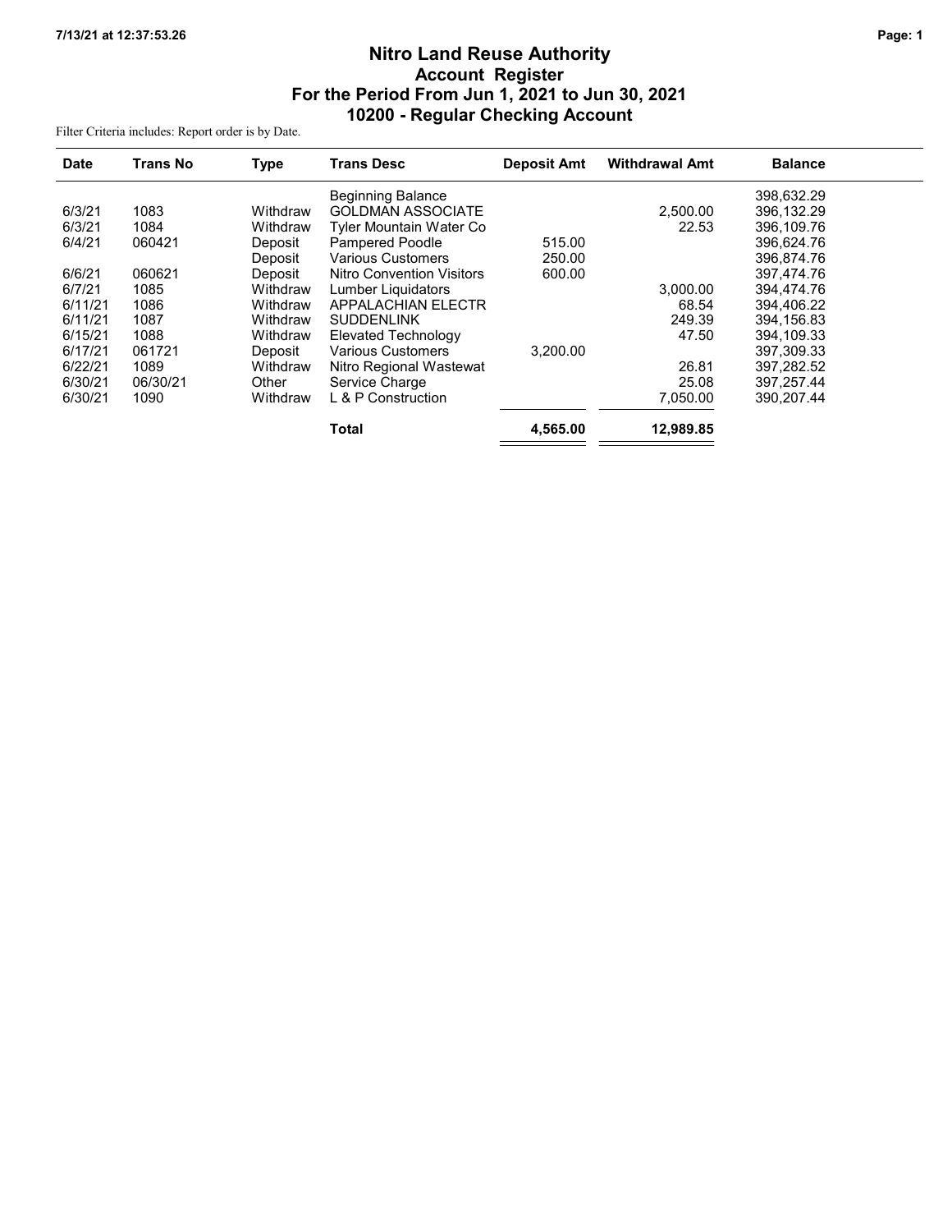# Nitro Land Reuse Authority
## Account Register
## For the Period From Jun 1, 2021 to Jun 30, 2021
## 10200 - Regular Checking Account

Filter Criteria includes: Report order is by Date.

| Date | Trans No | Type | Trans Desc | Deposit Amt | Withdrawal Amt | Balance |
|---|---|---|---|---|---|---|
| | | | Beginning Balance | | | 398,632.29 |
| 6/3/21 | 1083 | Withdraw | GOLDMAN ASSOCIATE | | 2,500.00 | 396,132.29 |
| 6/3/21 | 1084 | Withdraw | Tyler Mountain Water Co | | 22.53 | 396,109.76 |
| 6/4/21 | 060421 | Deposit | Pampered Poodle | 515.00 | | 396,624.76 |
| | | Deposit | Various Customers | 250.00 | | 396,874.76 |
| 6/6/21 | 060621 | Deposit | Nitro Convention Visitors | 600.00 | | 397,474.76 |
| 6/7/21 | 1085 | Withdraw | Lumber Liquidators | | 3,000.00 | 394,474.76 |
| 6/11/21 | 1086 | Withdraw | APPALACHIAN ELECTR | | 68.54 | 394,406.22 |
| 6/11/21 | 1087 | Withdraw | SUDDENLINK | | 249.39 | 394,156.83 |
| 6/15/21 | 1088 | Withdraw | Elevated Technology | | 47.50 | 394,109.33 |
| 6/17/21 | 061721 | Deposit | Various Customers | 3,200.00 | | 397,309.33 |
| 6/22/21 | 1089 | Withdraw | Nitro Regional Wastewat | | 26.81 | 397,282.52 |
| 6/30/21 | 06/30/21 | Other | Service Charge | | 25.08 | 397,257.44 |
| 6/30/21 | 1090 | Withdraw | L & P Construction | | 7,050.00 | 390,207.44 |
| | | | **Total** | **4,565.00** | **12,989.85** | |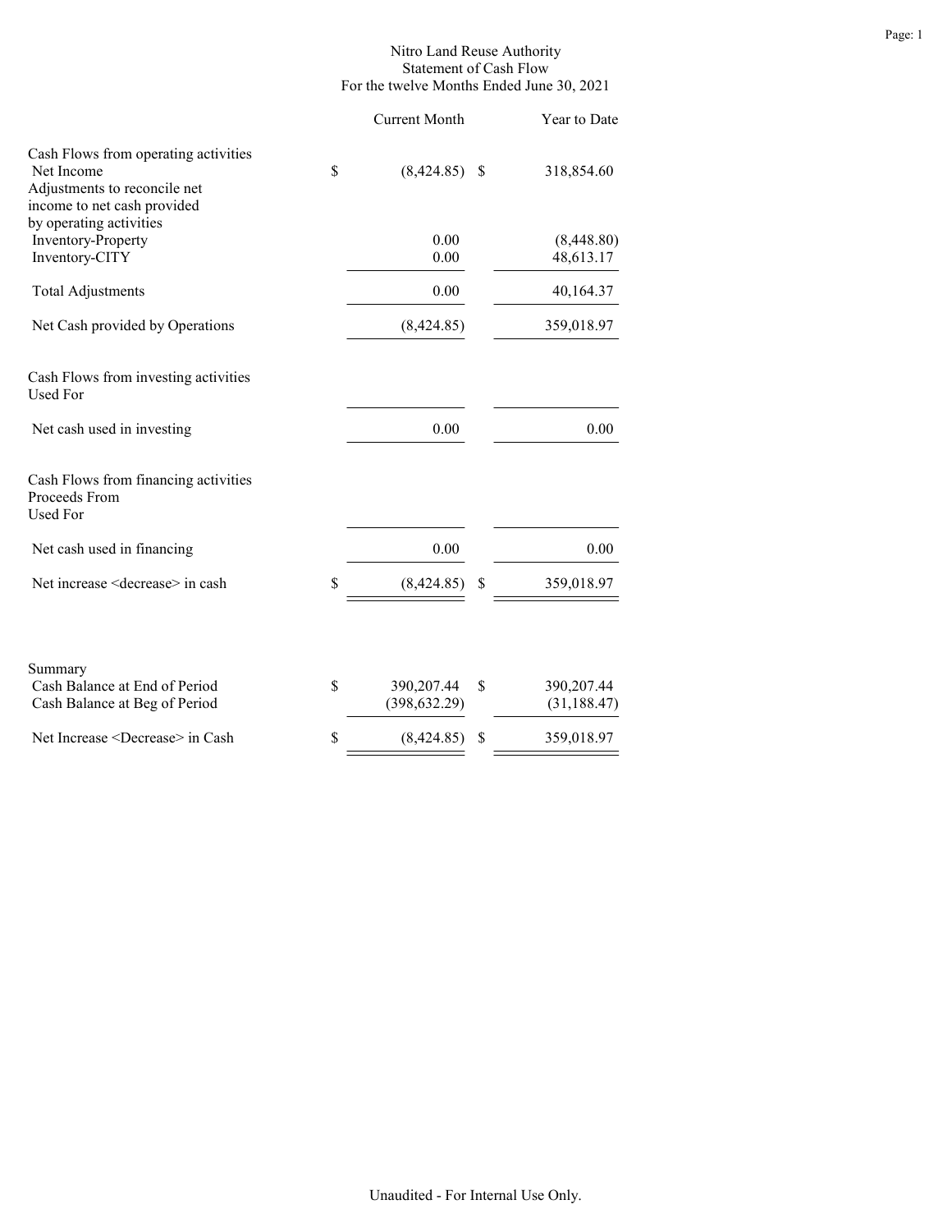# Nitro Land Reuse Authority
## Statement of Cash Flow
### For the twelve Months Ended June 30, 2021

| | Current Month | Year to Date |
|---|---|---|
| **Cash Flows from operating activities** | | |
| Net Income | $ (8,424.85) | $ 318,854.60 |
| Adjustments to reconcile net income to net cash provided by operating activities | | |
| Inventory-Property | 0.00 | (8,448.80) |
| Inventory-CITY | 0.00 | 48,613.17 |
| Total Adjustments | 0.00 | 40,164.37 |
| Net Cash provided by Operations | (8,424.85) | 359,018.97 |
| **Cash Flows from investing activities** | | |
| Used For | | |
| Net cash used in investing | 0.00 | 0.00 |
| **Cash Flows from financing activities** | | |
| Proceeds From | | |
| Used For | | |
| Net cash used in financing | 0.00 | 0.00 |
| Net increase <decrease> in cash | $ (8,424.85) | $ 359,018.97 |
| **Summary** | | |
| Cash Balance at End of Period | $ 390,207.44 | $ 390,207.44 |
| Cash Balance at Beg of Period | (398,632.29) | (31,188.47) |
| Net Increase <Decrease> in Cash | $ (8,424.85) | $ 359,018.97 |

Unaudited - For Internal Use Only.